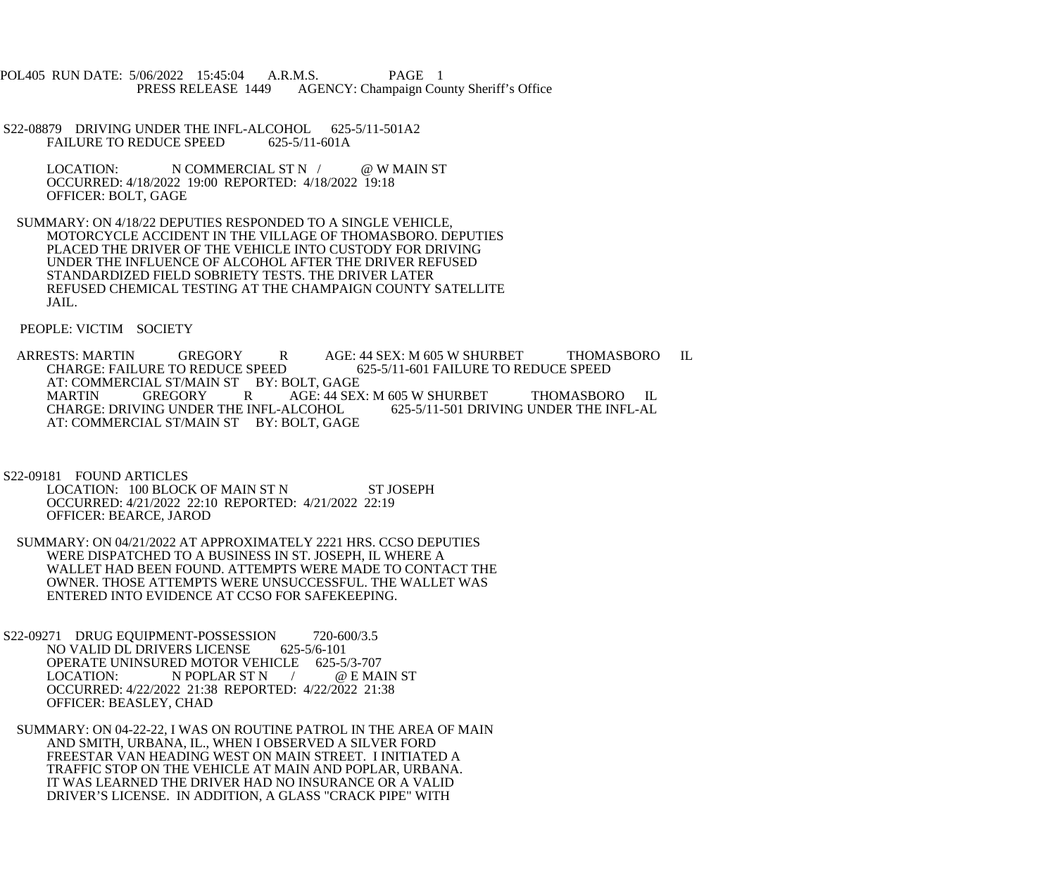POL405 RUN DATE: 5/06/2022 15:45:04 A.R.M.S. PAGE 1
PRESS RELEASE 1449 AGENCY: Champaign County Sheriff's Office

S22-08879 DRIVING UNDER THE INFL-ALCOHOL 625-5/11-501A2
FAILURE TO REDUCE SPEED 625-5/11-601A

LOCATION: N COMMERCIAL ST N / @ W MAIN ST
OCCURRED: 4/18/2022 19:00 REPORTED: 4/18/2022 19:18
OFFICER: BOLT, GAGE

SUMMARY: ON 4/18/22 DEPUTIES RESPONDED TO A SINGLE VEHICLE, MOTORCYCLE ACCIDENT IN THE VILLAGE OF THOMASBORO. DEPUTIES PLACED THE DRIVER OF THE VEHICLE INTO CUSTODY FOR DRIVING UNDER THE INFLUENCE OF ALCOHOL AFTER THE DRIVER REFUSED STANDARDIZED FIELD SOBRIETY TESTS. THE DRIVER LATER REFUSED CHEMICAL TESTING AT THE CHAMPAIGN COUNTY SATELLITE JAIL.

PEOPLE: VICTIM SOCIETY

ARRESTS: MARTIN GREGORY R AGE: 44 SEX: M 605 W SHURBET THOMASBORO IL
CHARGE: FAILURE TO REDUCE SPEED 625-5/11-601 FAILURE TO REDUCE SPEED
AT: COMMERCIAL ST/MAIN ST BY: BOLT, GAGE
MARTIN GREGORY R AGE: 44 SEX: M 605 W SHURBET THOMASBORO IL
CHARGE: DRIVING UNDER THE INFL-ALCOHOL 625-5/11-501 DRIVING UNDER THE INFL-AL
AT: COMMERCIAL ST/MAIN ST BY: BOLT, GAGE

S22-09181 FOUND ARTICLES
LOCATION: 100 BLOCK OF MAIN ST N ST JOSEPH
OCCURRED: 4/21/2022 22:10 REPORTED: 4/21/2022 22:19
OFFICER: BEARCE, JAROD

SUMMARY: ON 04/21/2022 AT APPROXIMATELY 2221 HRS. CCSO DEPUTIES WERE DISPATCHED TO A BUSINESS IN ST. JOSEPH, IL WHERE A WALLET HAD BEEN FOUND. ATTEMPTS WERE MADE TO CONTACT THE OWNER. THOSE ATTEMPTS WERE UNSUCCESSFUL. THE WALLET WAS ENTERED INTO EVIDENCE AT CCSO FOR SAFEKEEPING.

S22-09271 DRUG EQUIPMENT-POSSESSION 720-600/3.5
NO VALID DL DRIVERS LICENSE 625-5/6-101
OPERATE UNINSURED MOTOR VEHICLE 625-5/3-707
LOCATION: N POPLAR ST N / @ E MAIN ST
OCCURRED: 4/22/2022 21:38 REPORTED: 4/22/2022 21:38
OFFICER: BEASLEY, CHAD

SUMMARY: ON 04-22-22, I WAS ON ROUTINE PATROL IN THE AREA OF MAIN AND SMITH, URBANA, IL., WHEN I OBSERVED A SILVER FORD FREESTAR VAN HEADING WEST ON MAIN STREET. I INITIATED A TRAFFIC STOP ON THE VEHICLE AT MAIN AND POPLAR, URBANA. IT WAS LEARNED THE DRIVER HAD NO INSURANCE OR A VALID DRIVER'S LICENSE. IN ADDITION, A GLASS "CRACK PIPE" WITH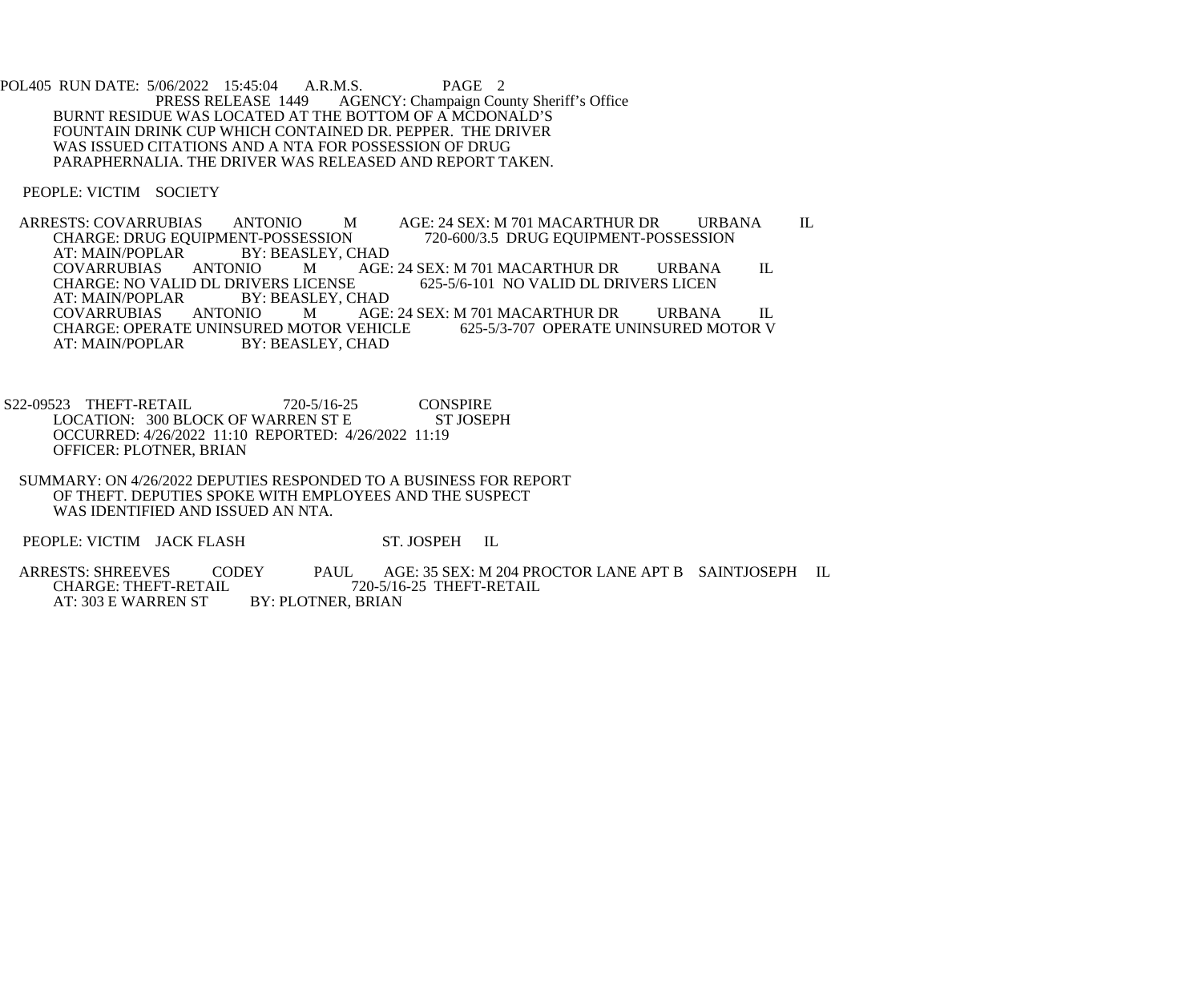BURNT RESIDUE WAS LOCATED AT THE BOTTOM OF A MCDONALD'S FOUNTAIN DRINK CUP WHICH CONTAINED DR. PEPPER. THE DRIVER WAS ISSUED CITATIONS AND A NTA FOR POSSESSION OF DRUG PARAPHERNALIA. THE DRIVER WAS RELEASED AND REPORT TAKEN.

PEOPLE: VICTIM SOCIETY

ARRESTS: COVARRUBIAS ANTONIO M AGE: 24 SEX: M 701 MACARTHUR DR URBANA IL
CHARGE: DRUG EQUIPMENT-POSSESSION 720-600/3.5 DRUG EQUIPMENT-POSSESSION
AT: MAIN/POPLAR BY: BEASLEY, CHAD
COVARRUBIAS ANTONIO M AGE: 24 SEX: M 701 MACARTHUR DR URBANA IL
CHARGE: NO VALID DL DRIVERS LICENSE 625-5/6-101 NO VALID DL DRIVERS LICEN
AT: MAIN/POPLAR BY: BEASLEY, CHAD
COVARRUBIAS ANTONIO M AGE: 24 SEX: M 701 MACARTHUR DR URBANA IL
CHARGE: OPERATE UNINSURED MOTOR VEHICLE 625-5/3-707 OPERATE UNINSURED MOTOR V
AT: MAIN/POPLAR BY: BEASLEY, CHAD

S22-09523 THEFT-RETAIL 720-5/16-25 CONSPIRE
LOCATION: 300 BLOCK OF WARREN ST E ST JOSEPH
OCCURRED: 4/26/2022 11:10 REPORTED: 4/26/2022 11:19
OFFICER: PLOTNER, BRIAN

SUMMARY: ON 4/26/2022 DEPUTIES RESPONDED TO A BUSINESS FOR REPORT OF THEFT. DEPUTIES SPOKE WITH EMPLOYEES AND THE SUSPECT WAS IDENTIFIED AND ISSUED AN NTA.

PEOPLE: VICTIM JACK FLASH ST. JOSPEH IL

ARRESTS: SHREEVES CODEY PAUL AGE: 35 SEX: M 204 PROCTOR LANE APT B SAINTJOSEPH IL
CHARGE: THEFT-RETAIL 720-5/16-25 THEFT-RETAIL
AT: 303 E WARREN ST BY: PLOTNER, BRIAN